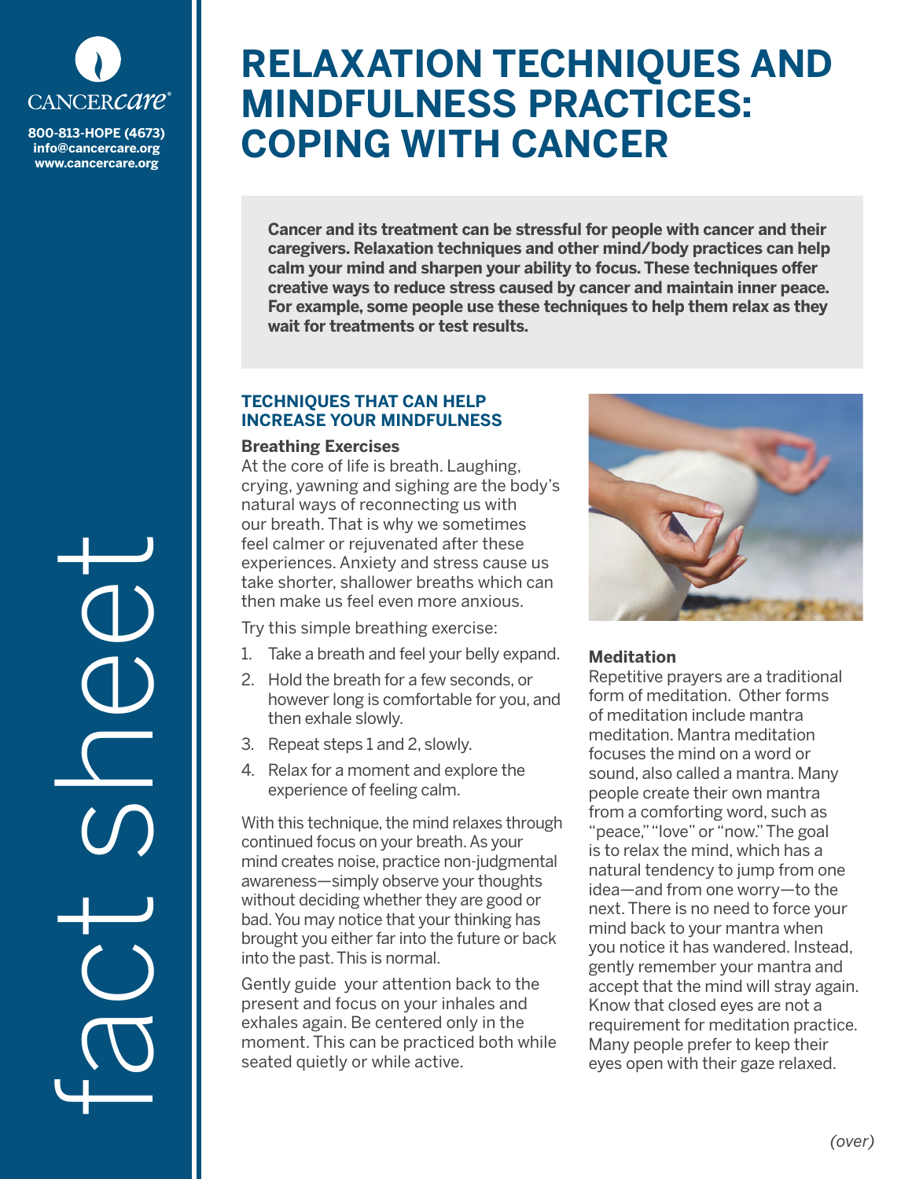# RELAXATION TECHNIQUES AND MINDFULNESS PRACTICES: COPING WITH CANCER

CANCERcare®

800-813-HOPE (4673)
info@cancercare.org
www.cancercare.org

fact sheet

**Cancer and its treatment can be stressful for people with cancer and their caregivers. Relaxation techniques and other mind/body practices can help calm your mind and sharpen your ability to focus. These techniques offer creative ways to reduce stress caused by cancer and maintain inner peace. For example, some people use these techniques to help them relax as they wait for treatments or test results.**

## TECHNIQUES THAT CAN HELP INCREASE YOUR MINDFULNESS

### Breathing Exercises

At the core of life is breath. Laughing, crying, yawning and sighing are the body's natural ways of reconnecting us with our breath. That is why we sometimes feel calmer or rejuvenated after these experiences. Anxiety and stress cause us take shorter, shallower breaths which can then make us feel even more anxious.

Try this simple breathing exercise:

1. Take a breath and feel your belly expand.
2. Hold the breath for a few seconds, or however long is comfortable for you, and then exhale slowly.
3. Repeat steps 1 and 2, slowly.
4. Relax for a moment and explore the experience of feeling calm.

With this technique, the mind relaxes through continued focus on your breath. As your mind creates noise, practice non-judgmental awareness—simply observe your thoughts without deciding whether they are good or bad. You may notice that your thinking has brought you either far into the future or back into the past. This is normal.

Gently guide your attention back to the present and focus on your inhales and exhales again. Be centered only in the moment. This can be practiced both while seated quietly or while active.

### Meditation

Repetitive prayers are a traditional form of meditation. Other forms of meditation include mantra meditation. Mantra meditation focuses the mind on a word or sound, also called a mantra. Many people create their own mantra from a comforting word, such as "peace," "love" or "now." The goal is to relax the mind, which has a natural tendency to jump from one idea—and from one worry—to the next. There is no need to force your mind back to your mantra when you notice it has wandered. Instead, gently remember your mantra and accept that the mind will stray again. Know that closed eyes are not a requirement for meditation practice. Many people prefer to keep their eyes open with their gaze relaxed.

*(over)*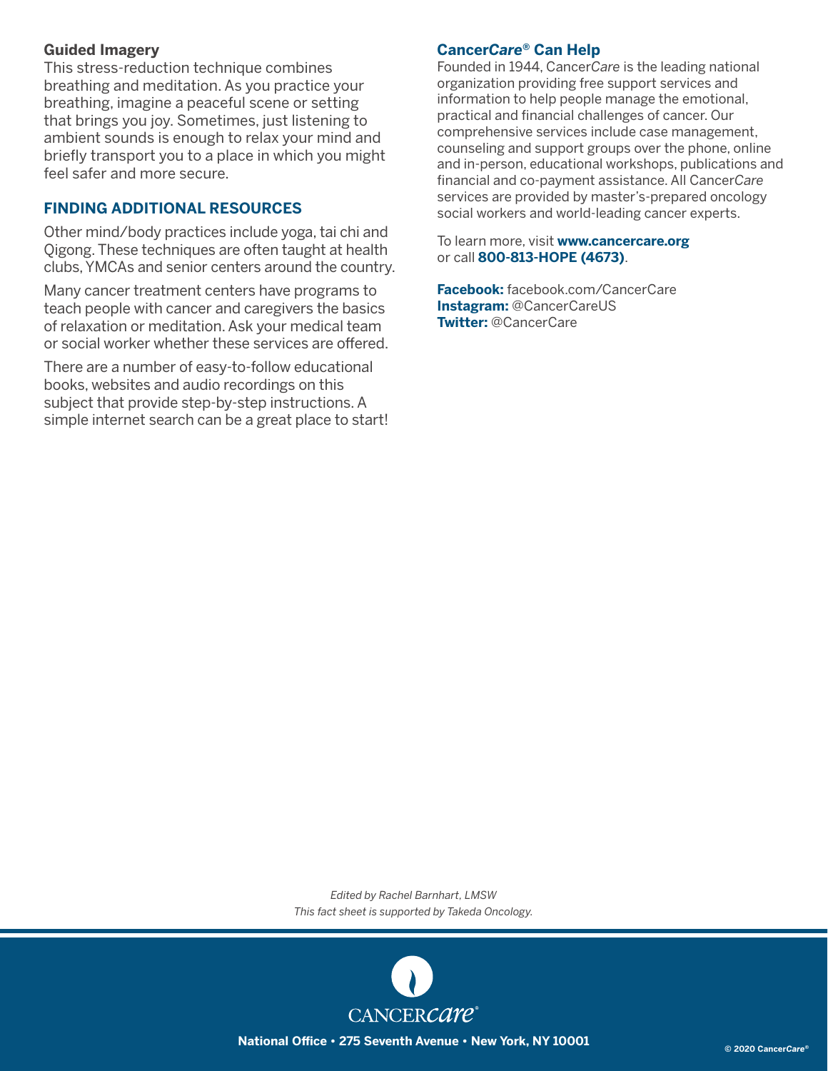### Guided Imagery

This stress-reduction technique combines breathing and meditation. As you practice your breathing, imagine a peaceful scene or setting that brings you joy. Sometimes, just listening to ambient sounds is enough to relax your mind and briefly transport you to a place in which you might feel safer and more secure.

## FINDING ADDITIONAL RESOURCES

Other mind/body practices include yoga, tai chi and Qigong. These techniques are often taught at health clubs, YMCAs and senior centers around the country.

Many cancer treatment centers have programs to teach people with cancer and caregivers the basics of relaxation or meditation. Ask your medical team or social worker whether these services are offered.

There are a number of easy-to-follow educational books, websites and audio recordings on this subject that provide step-by-step instructions. A simple internet search can be a great place to start!

## Cancer*Care*® Can Help

Founded in 1944, Cancer*Care* is the leading national organization providing free support services and information to help people manage the emotional, practical and financial challenges of cancer. Our comprehensive services include case management, counseling and support groups over the phone, online and in-person, educational workshops, publications and financial and co-payment assistance. All Cancer*Care* services are provided by master's-prepared oncology social workers and world-leading cancer experts.

To learn more, visit **www.cancercare.org** or call **800-813-HOPE (4673)**.

**Facebook:** facebook.com/CancerCare
**Instagram:** @CancerCareUS
**Twitter:** @CancerCare

*Edited by Rachel Barnhart, LMSW*
*This fact sheet is supported by Takeda Oncology.*

CANCER*care*®

**National Office • 275 Seventh Avenue • New York, NY 10001**

© 2020 Cancer*Care*®